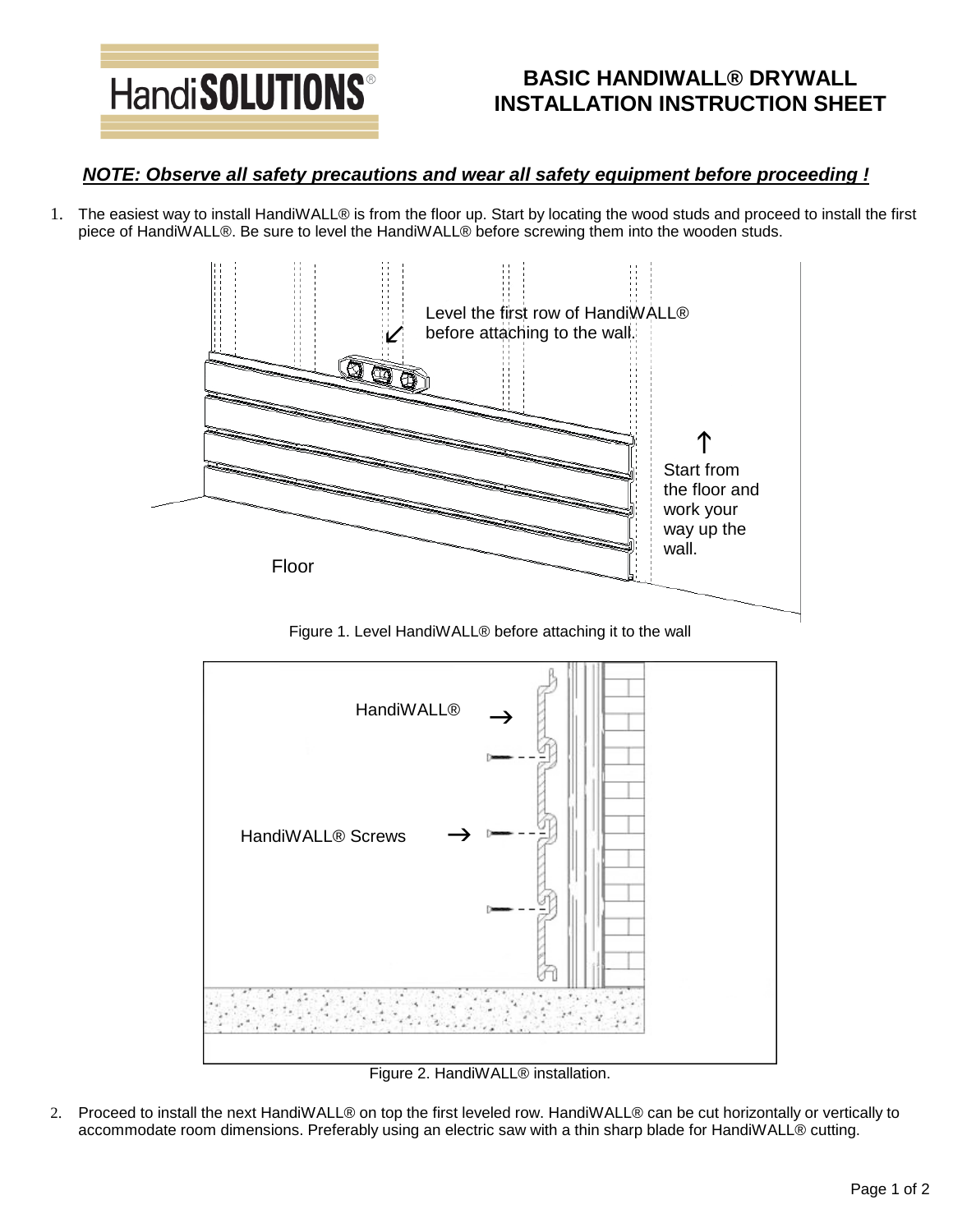HandiSOLUTIONS®

# BASIC HANDIWALL® DRYWALL INSTALLATION INSTRUCTION SHEET

***NOTE: Observe all safety precautions and wear all safety equipment before proceeding !***

1. The easiest way to install HandiWALL® is from the floor up. Start by locating the wood studs and proceed to install the first piece of HandiWALL®. Be sure to level the HandiWALL® before screwing them into the wooden studs.

Level the first row of HandiWALL® before attaching to the wall.

Start from the floor and work your way up the wall.

Floor

Figure 1. Level HandiWALL® before attaching it to the wall

HandiWALL®

HandiWALL® Screws

Figure 2. HandiWALL® installation.

2. Proceed to install the next HandiWALL® on top the first leveled row. HandiWALL® can be cut horizontally or vertically to accommodate room dimensions. Preferably using an electric saw with a thin sharp blade for HandiWALL® cutting.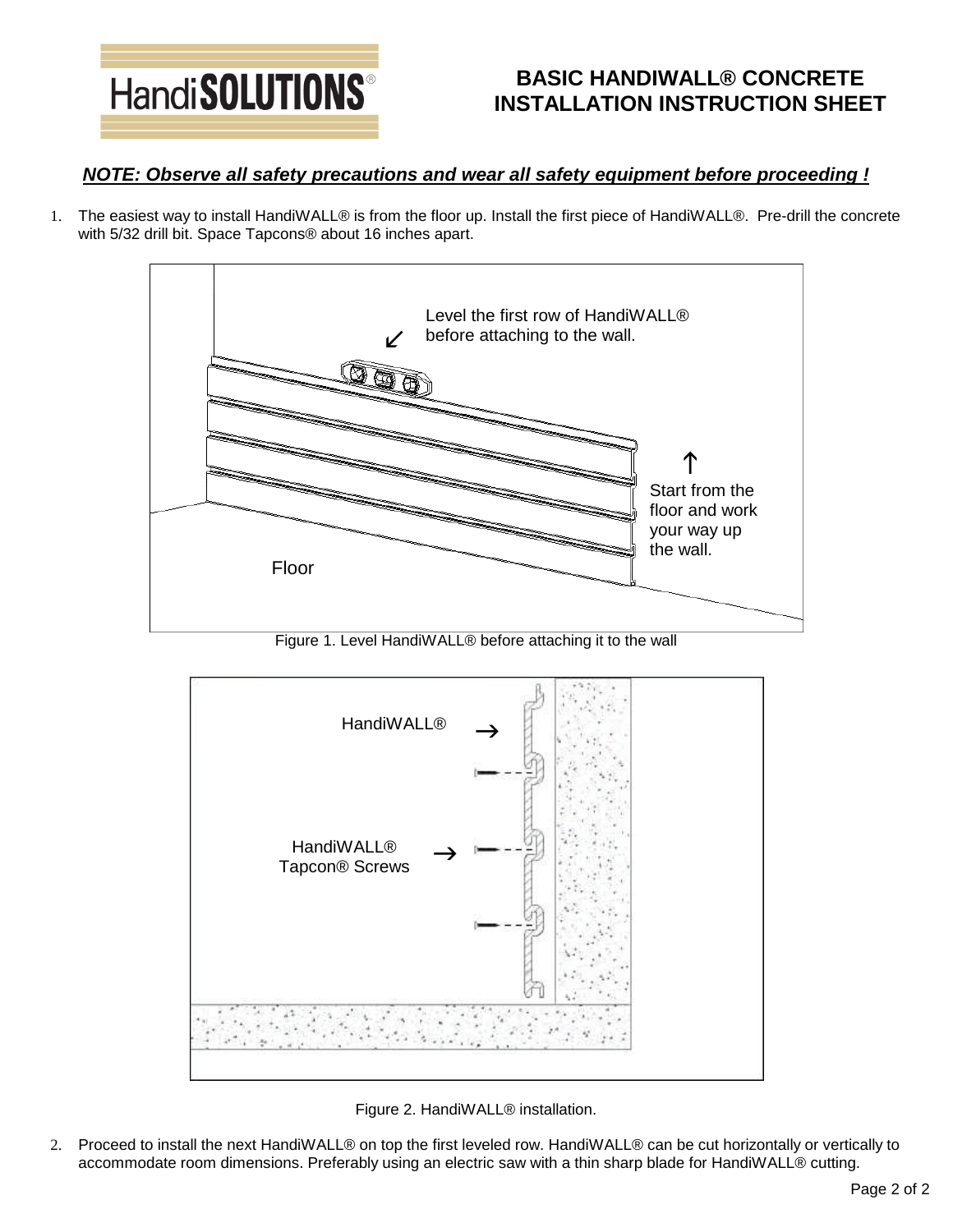HandiSOLUTIONS®

# BASIC HANDIWALL® CONCRETE INSTALLATION INSTRUCTION SHEET

***NOTE: Observe all safety precautions and wear all safety equipment before proceeding !***

1. The easiest way to install HandiWALL® is from the floor up. Install the first piece of HandiWALL®. Pre-drill the concrete with 5/32 drill bit. Space Tapcons® about 16 inches apart.

Level the first row of HandiWALL® before attaching to the wall.

Start from the floor and work your way up the wall.

Floor

Figure 1. Level HandiWALL® before attaching it to the wall

HandiWALL®

HandiWALL® Tapcon® Screws

Figure 2. HandiWALL® installation.

2. Proceed to install the next HandiWALL® on top the first leveled row. HandiWALL® can be cut horizontally or vertically to accommodate room dimensions. Preferably using an electric saw with a thin sharp blade for HandiWALL® cutting.